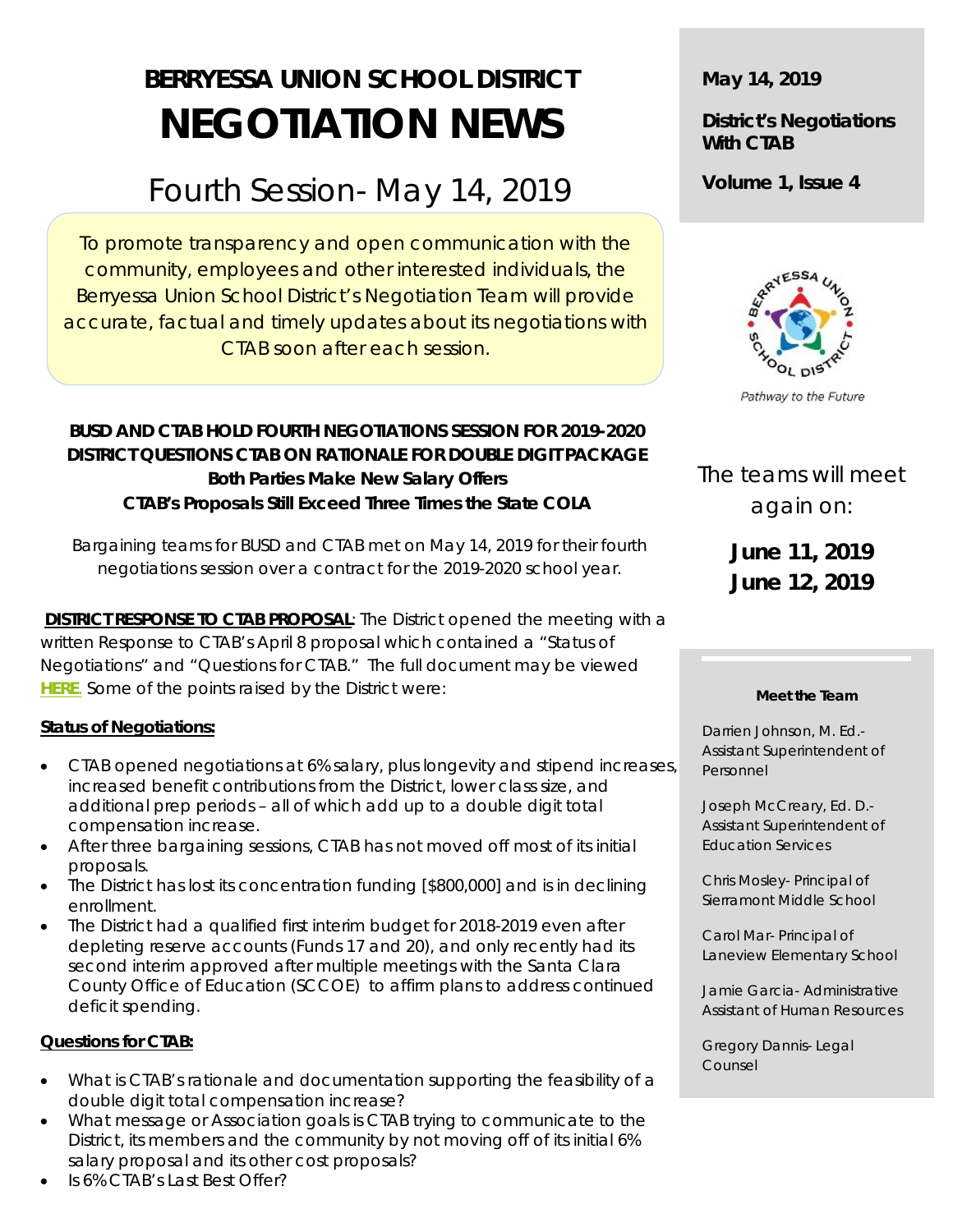# BERRYESSA UNION SCHOOL DISTRICT

# NEGOTIATION NEWS

## Fourth Session- May 14, 2019

**May 14, 2019**

**District's Negotiations With CTAB**

**Volume 1, Issue 4**

To promote transparency and open communication with the community, employees and other interested individuals, the Berryessa Union School District's Negotiation Team will provide accurate, factual and timely updates about its negotiations with CTAB soon after each session.

*Pathway to the Future*

### BUSD AND CTAB HOLD FOURTH NEGOTIATIONS SESSION FOR 2019-2020
### DISTRICT QUESTIONS CTAB ON RATIONALE FOR DOUBLE DIGIT PACKAGE
**Both Parties Make New Salary Offers**

**CTAB's Proposals Still Exceed Three Times the State COLA**

Bargaining teams for BUSD and CTAB met on May 14, 2019 for their fourth negotiations session over a contract for the 2019-2020 school year.

**DISTRICT RESPONSE TO CTAB PROPOSAL**: The District opened the meeting with a written Response to CTAB's April 8 proposal which contained a "Status of Negotiations" and "Questions for CTAB." The full document may be viewed **HERE**. Some of the points raised by the District were:

**Status of Negotiations:**

- CTAB opened negotiations at 6% salary, plus longevity and stipend increases, increased benefit contributions from the District, lower class size, and additional prep periods – all of which add up to a double digit total compensation increase.
- After three bargaining sessions, CTAB has not moved off most of its initial proposals.
- The District has lost its concentration funding [$800,000] and is in declining enrollment.
- The District had a qualified first interim budget for 2018-2019 even after depleting reserve accounts (Funds 17 and 20), and only recently had its second interim approved after multiple meetings with the Santa Clara County Office of Education (SCCOE) to affirm plans to address continued deficit spending.

**Questions for CTAB:**

- What is CTAB's rationale and documentation supporting the feasibility of a double digit total compensation increase?
- What message or Association goals is CTAB trying to communicate to the District, its members and the community by not moving off of its initial 6% salary proposal and its other cost proposals?
- Is 6% CTAB's Last Best Offer?

The teams will meet again on:

**June 11, 2019**
**June 12, 2019**

**Meet the Team**

Darrien Johnson, M. Ed.- Assistant Superintendent of Personnel

Joseph McCreary, Ed. D.- Assistant Superintendent of Education Services

Chris Mosley- Principal of Sierramont Middle School

Carol Mar- Principal of Laneview Elementary School

Jamie Garcia- Administrative Assistant of Human Resources

Gregory Dannis- Legal Counsel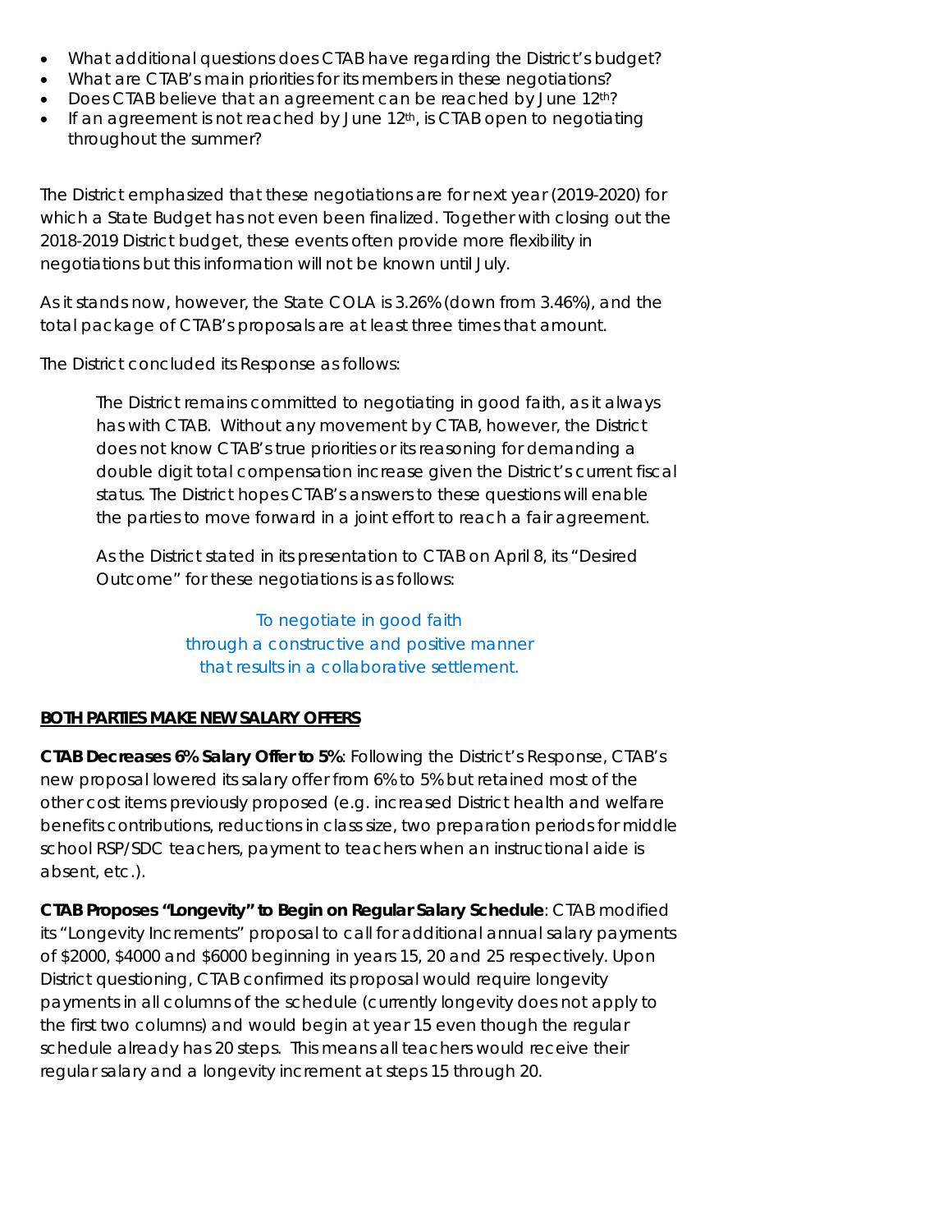- What additional questions does CTAB have regarding the District's budget?
- What are CTAB's main priorities for its members in these negotiations?
- Does CTAB believe that an agreement can be reached by June 12th?
- If an agreement is not reached by June 12th, is CTAB open to negotiating throughout the summer?

The District emphasized that these negotiations are for next year (2019-2020) for which a State Budget has not even been finalized. Together with closing out the 2018-2019 District budget, these events often provide more flexibility in negotiations but this information will not be known until July.

As it stands now, however, the State COLA is 3.26% (down from 3.46%), and the total package of CTAB's proposals are at least three times that amount.

The District concluded its Response as follows:

> The District remains committed to negotiating in good faith, as it always has with CTAB. Without any movement by CTAB, however, the District does not know CTAB's true priorities or its reasoning for demanding a double digit total compensation increase given the District's current fiscal status. The District hopes CTAB's answers to these questions will enable the parties to move forward in a joint effort to reach a fair agreement.
>
> As the District stated in its presentation to CTAB on April 8, its "Desired Outcome" for these negotiations is as follows:
>
> To negotiate in good faith
> through a constructive and positive manner
> that results in a collaborative settlement.

**BOTH PARTIES MAKE NEW SALARY OFFERS**

**CTAB Decreases 6% Salary Offer to 5%**: Following the District's Response, CTAB's new proposal lowered its salary offer from 6% to 5% but retained most of the other cost items previously proposed (e.g. increased District health and welfare benefits contributions, reductions in class size, two preparation periods for middle school RSP/SDC teachers, payment to teachers when an instructional aide is absent, etc.).

**CTAB Proposes "Longevity" to Begin on Regular Salary Schedule**: CTAB modified its "Longevity Increments" proposal to call for additional annual salary payments of $2000, $4000 and $6000 beginning in years 15, 20 and 25 respectively. Upon District questioning, CTAB confirmed its proposal would require longevity payments in all columns of the schedule (currently longevity does not apply to the first two columns) and would begin at year 15 even though the regular schedule already has 20 steps. This means all teachers would receive their regular salary and a longevity increment at steps 15 through 20.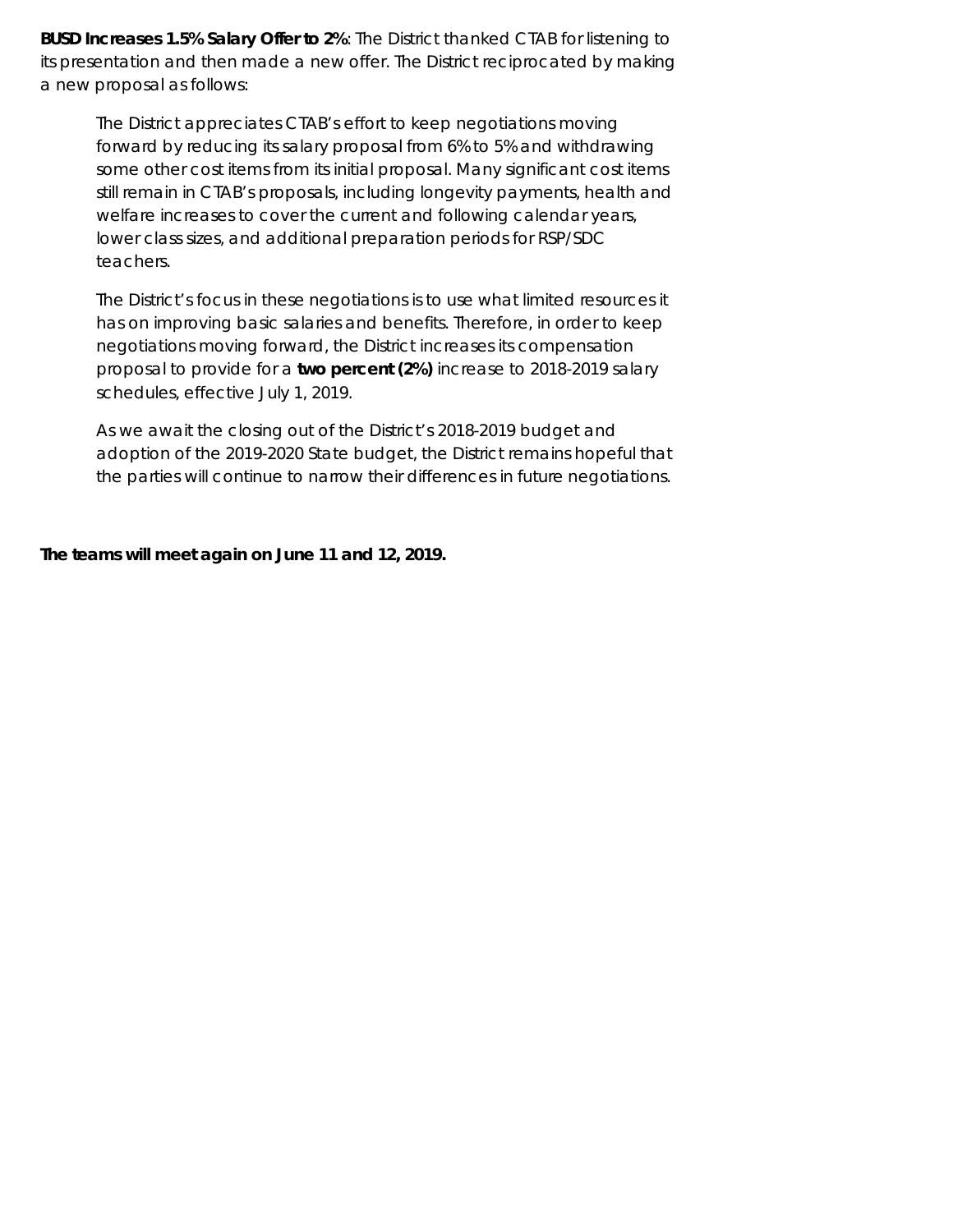**BUSD Increases 1.5% Salary Offer to 2%**: The District thanked CTAB for listening to its presentation and then made a new offer. The District reciprocated by making a new proposal as follows:

> The District appreciates CTAB's effort to keep negotiations moving forward by reducing its salary proposal from 6% to 5% and withdrawing some other cost items from its initial proposal. Many significant cost items still remain in CTAB's proposals, including longevity payments, health and welfare increases to cover the current and following calendar years, lower class sizes, and additional preparation periods for RSP/SDC teachers.
>
> The District's focus in these negotiations is to use what limited resources it has on improving basic salaries and benefits. Therefore, in order to keep negotiations moving forward, the District increases its compensation proposal to provide for a **two percent (2%)** increase to 2018-2019 salary schedules, effective July 1, 2019.
>
> As we await the closing out of the District's 2018-2019 budget and adoption of the 2019-2020 State budget, the District remains hopeful that the parties will continue to narrow their differences in future negotiations.

**The teams will meet again on June 11 and 12, 2019.**